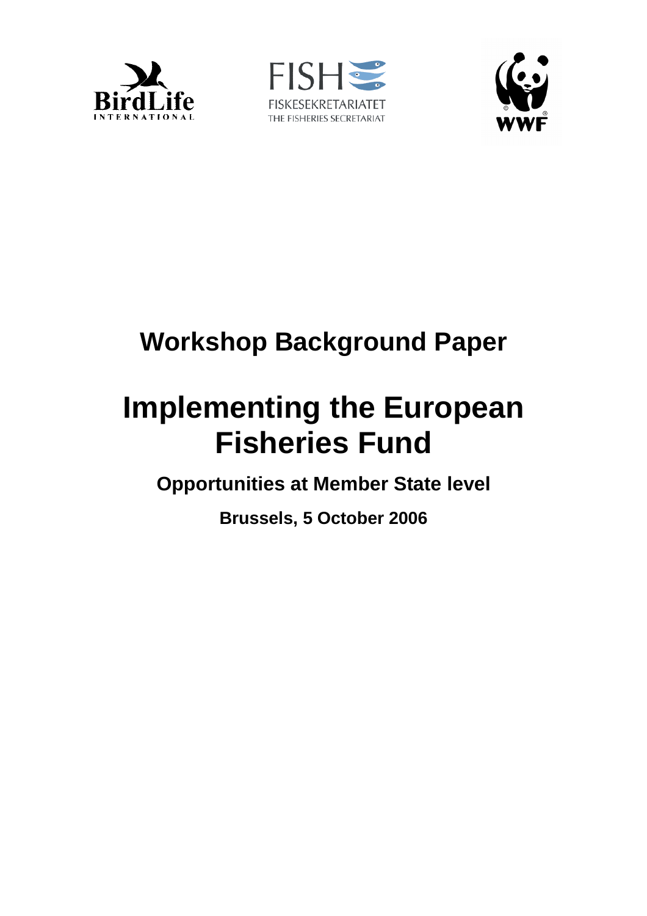BirdLife INTERNATIONAL

FISH FISKESEKRETARIATET THE FISHERIES SECRETARIAT

WWF

# Workshop Background Paper

# Implementing the European Fisheries Fund

## Opportunities at Member State level

**Brussels, 5 October 2006**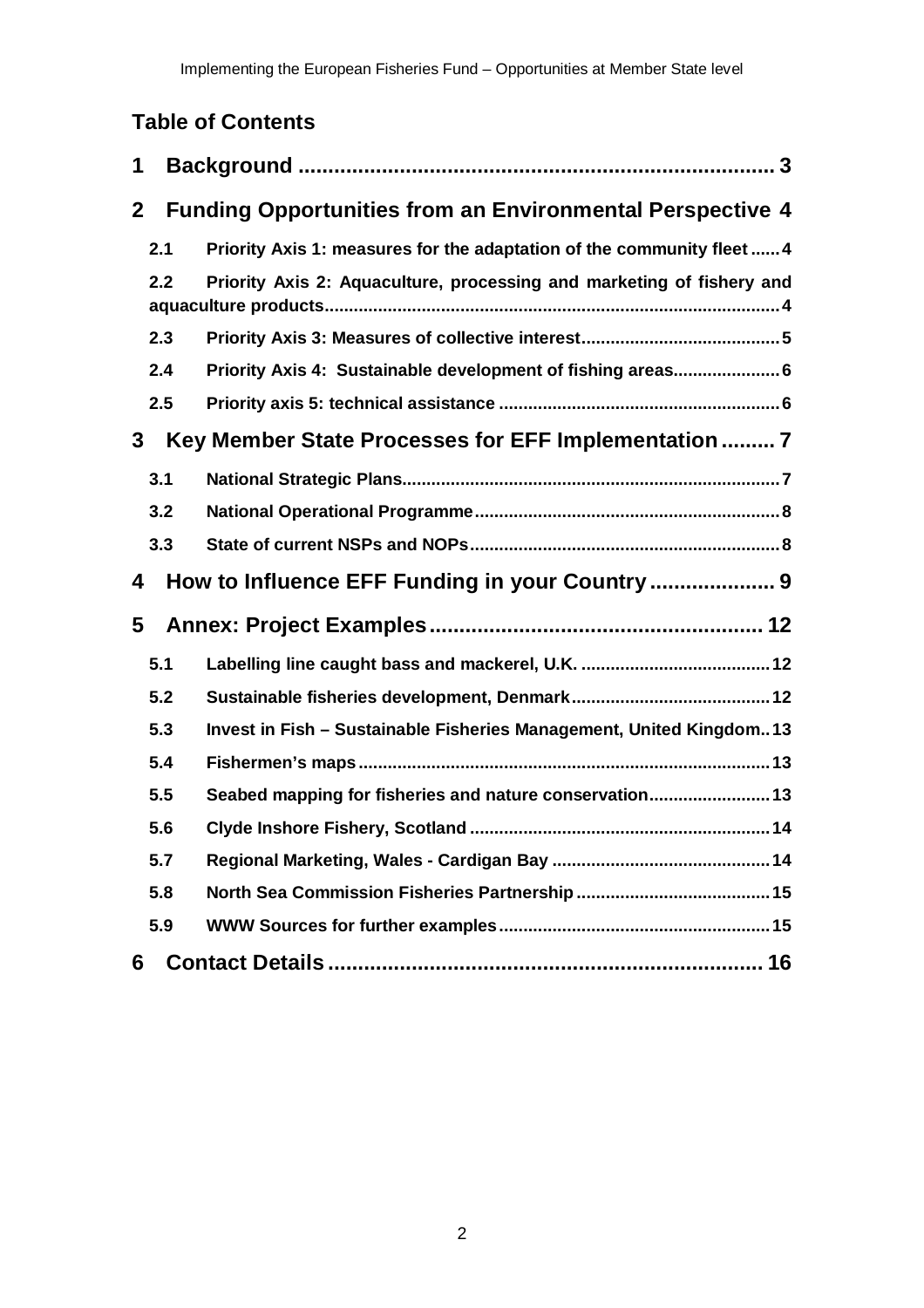## Table of Contents

1 Background ........................................................................ 3

2 Funding Opportunities from an Environmental Perspective 4

2.1 Priority Axis 1: measures for the adaptation of the community fleet ...... 4

2.2 Priority Axis 2: Aquaculture, processing and marketing of fishery and aquaculture products ........................................................................ 4

2.3 Priority Axis 3: Measures of collective interest ........................................ 5

2.4 Priority Axis 4: Sustainable development of fishing areas ...................... 6

2.5 Priority axis 5: technical assistance ........................................................ 6

3 Key Member State Processes for EFF Implementation ......... 7

3.1 National Strategic Plans ........................................................................ 7

3.2 National Operational Programme .......................................................... 8

3.3 State of current NSPs and NOPs ............................................................ 8

4 How to Influence EFF Funding in your Country .................... 9

5 Annex: Project Examples ...................................................... 12

5.1 Labelling line caught bass and mackerel, U.K. ...................................... 12

5.2 Sustainable fisheries development, Denmark ........................................ 12

5.3 Invest in Fish – Sustainable Fisheries Management, United Kingdom .. 13

5.4 Fishermen's maps ................................................................................. 13

5.5 Seabed mapping for fisheries and nature conservation ......................... 13

5.6 Clyde Inshore Fishery, Scotland ............................................................ 14

5.7 Regional Marketing, Wales - Cardigan Bay ............................................ 14

5.8 North Sea Commission Fisheries Partnership ........................................ 15

5.9 WWW Sources for further examples ....................................................... 15

6 Contact Details ...................................................................... 16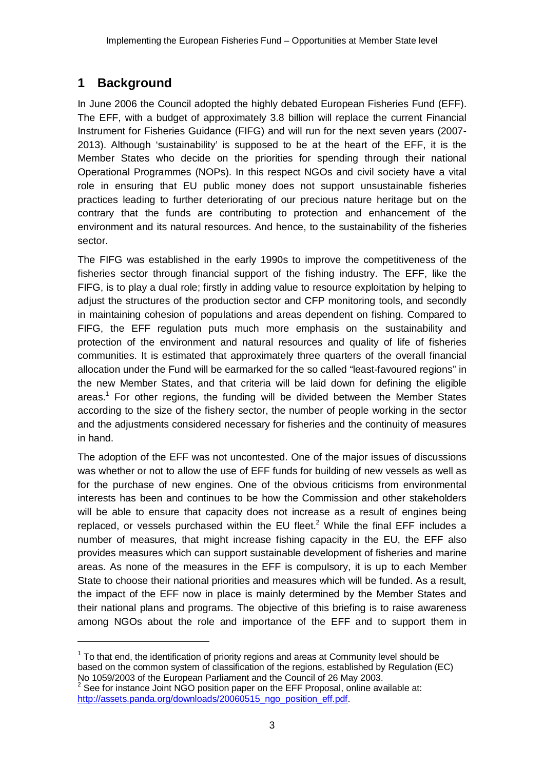# 1 Background

In June 2006 the Council adopted the highly debated European Fisheries Fund (EFF). The EFF, with a budget of approximately 3.8 billion will replace the current Financial Instrument for Fisheries Guidance (FIFG) and will run for the next seven years (2007-2013). Although 'sustainability' is supposed to be at the heart of the EFF, it is the Member States who decide on the priorities for spending through their national Operational Programmes (NOPs). In this respect NGOs and civil society have a vital role in ensuring that EU public money does not support unsustainable fisheries practices leading to further deteriorating of our precious nature heritage but on the contrary that the funds are contributing to protection and enhancement of the environment and its natural resources. And hence, to the sustainability of the fisheries sector.

The FIFG was established in the early 1990s to improve the competitiveness of the fisheries sector through financial support of the fishing industry. The EFF, like the FIFG, is to play a dual role; firstly in adding value to resource exploitation by helping to adjust the structures of the production sector and CFP monitoring tools, and secondly in maintaining cohesion of populations and areas dependent on fishing. Compared to FIFG, the EFF regulation puts much more emphasis on the sustainability and protection of the environment and natural resources and quality of life of fisheries communities. It is estimated that approximately three quarters of the overall financial allocation under the Fund will be earmarked for the so called "least-favoured regions" in the new Member States, and that criteria will be laid down for defining the eligible areas.[1] For other regions, the funding will be divided between the Member States according to the size of the fishery sector, the number of people working in the sector and the adjustments considered necessary for fisheries and the continuity of measures in hand.

The adoption of the EFF was not uncontested. One of the major issues of discussions was whether or not to allow the use of EFF funds for building of new vessels as well as for the purchase of new engines. One of the obvious criticisms from environmental interests has been and continues to be how the Commission and other stakeholders will be able to ensure that capacity does not increase as a result of engines being replaced, or vessels purchased within the EU fleet.[2] While the final EFF includes a number of measures, that might increase fishing capacity in the EU, the EFF also provides measures which can support sustainable development of fisheries and marine areas. As none of the measures in the EFF is compulsory, it is up to each Member State to choose their national priorities and measures which will be funded. As a result, the impact of the EFF now in place is mainly determined by the Member States and their national plans and programs. The objective of this briefing is to raise awareness among NGOs about the role and importance of the EFF and to support them in

---

[1] To that end, the identification of priority regions and areas at Community level should be based on the common system of classification of the regions, established by Regulation (EC) No 1059/2003 of the European Parliament and the Council of 26 May 2003.

[2] See for instance Joint NGO position paper on the EFF Proposal, online available at: http://assets.panda.org/downloads/20060515_ngo_position_eff.pdf.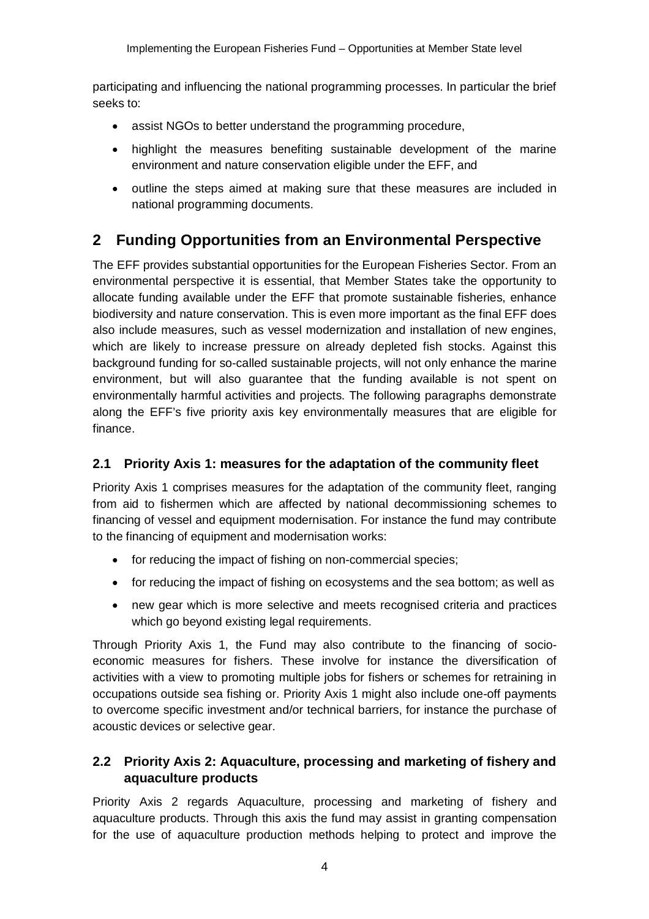participating and influencing the national programming processes. In particular the brief seeks to:

- assist NGOs to better understand the programming procedure,
- highlight the measures benefiting sustainable development of the marine environment and nature conservation eligible under the EFF, and
- outline the steps aimed at making sure that these measures are included in national programming documents.

# 2 Funding Opportunities from an Environmental Perspective

The EFF provides substantial opportunities for the European Fisheries Sector. From an environmental perspective it is essential, that Member States take the opportunity to allocate funding available under the EFF that promote sustainable fisheries, enhance biodiversity and nature conservation. This is even more important as the final EFF does also include measures, such as vessel modernization and installation of new engines, which are likely to increase pressure on already depleted fish stocks. Against this background funding for so-called sustainable projects, will not only enhance the marine environment, but will also guarantee that the funding available is not spent on environmentally harmful activities and projects. The following paragraphs demonstrate along the EFF's five priority axis key environmentally measures that are eligible for finance.

## 2.1 Priority Axis 1: measures for the adaptation of the community fleet

Priority Axis 1 comprises measures for the adaptation of the community fleet, ranging from aid to fishermen which are affected by national decommissioning schemes to financing of vessel and equipment modernisation. For instance the fund may contribute to the financing of equipment and modernisation works:

- for reducing the impact of fishing on non-commercial species;
- for reducing the impact of fishing on ecosystems and the sea bottom; as well as
- new gear which is more selective and meets recognised criteria and practices which go beyond existing legal requirements.

Through Priority Axis 1, the Fund may also contribute to the financing of socio-economic measures for fishers. These involve for instance the diversification of activities with a view to promoting multiple jobs for fishers or schemes for retraining in occupations outside sea fishing or. Priority Axis 1 might also include one-off payments to overcome specific investment and/or technical barriers, for instance the purchase of acoustic devices or selective gear.

## 2.2 Priority Axis 2: Aquaculture, processing and marketing of fishery and aquaculture products

Priority Axis 2 regards Aquaculture, processing and marketing of fishery and aquaculture products. Through this axis the fund may assist in granting compensation for the use of aquaculture production methods helping to protect and improve the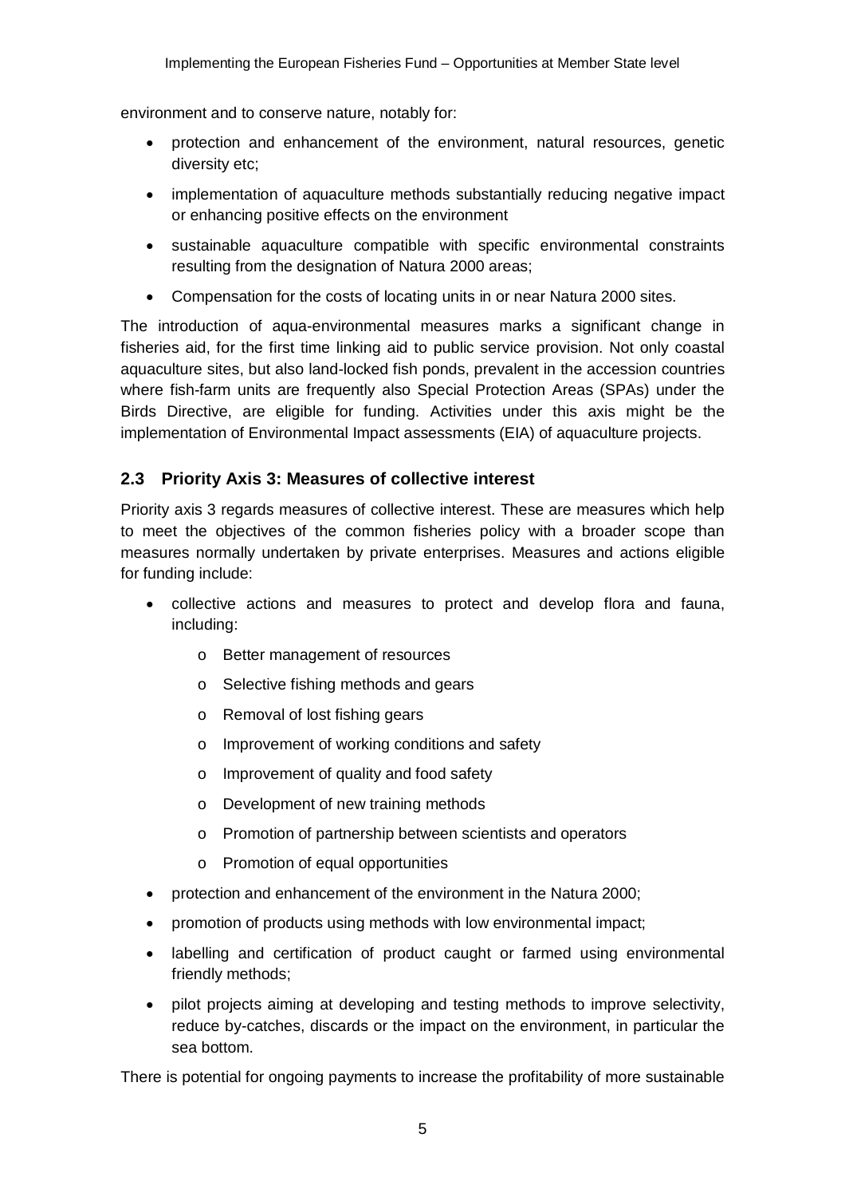environment and to conserve nature, notably for:

- protection and enhancement of the environment, natural resources, genetic diversity etc;
- implementation of aquaculture methods substantially reducing negative impact or enhancing positive effects on the environment
- sustainable aquaculture compatible with specific environmental constraints resulting from the designation of Natura 2000 areas;
- Compensation for the costs of locating units in or near Natura 2000 sites.

The introduction of aqua-environmental measures marks a significant change in fisheries aid, for the first time linking aid to public service provision. Not only coastal aquaculture sites, but also land-locked fish ponds, prevalent in the accession countries where fish-farm units are frequently also Special Protection Areas (SPAs) under the Birds Directive, are eligible for funding. Activities under this axis might be the implementation of Environmental Impact assessments (EIA) of aquaculture projects.

## 2.3 Priority Axis 3: Measures of collective interest

Priority axis 3 regards measures of collective interest. These are measures which help to meet the objectives of the common fisheries policy with a broader scope than measures normally undertaken by private enterprises. Measures and actions eligible for funding include:

- collective actions and measures to protect and develop flora and fauna, including:
  - Better management of resources
  - Selective fishing methods and gears
  - Removal of lost fishing gears
  - Improvement of working conditions and safety
  - Improvement of quality and food safety
  - Development of new training methods
  - Promotion of partnership between scientists and operators
  - Promotion of equal opportunities
- protection and enhancement of the environment in the Natura 2000;
- promotion of products using methods with low environmental impact;
- labelling and certification of product caught or farmed using environmental friendly methods;
- pilot projects aiming at developing and testing methods to improve selectivity, reduce by-catches, discards or the impact on the environment, in particular the sea bottom.

There is potential for ongoing payments to increase the profitability of more sustainable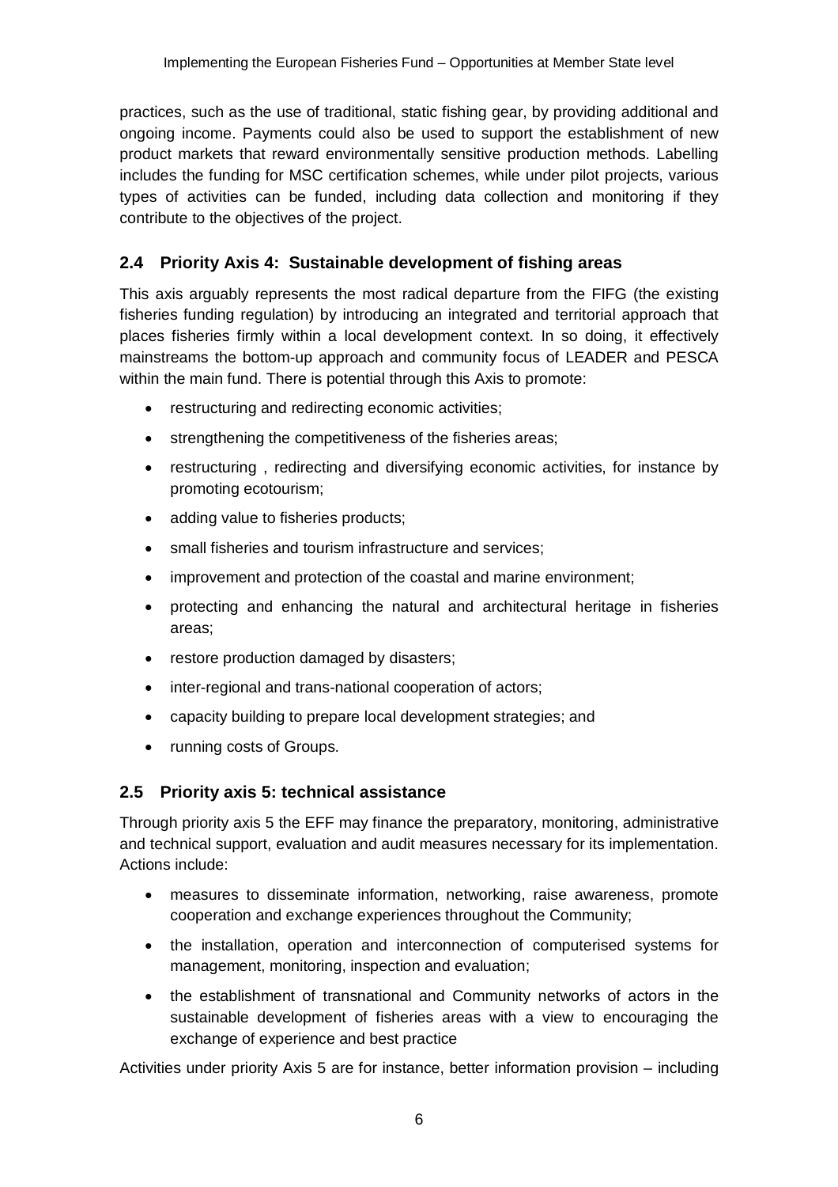practices, such as the use of traditional, static fishing gear, by providing additional and ongoing income. Payments could also be used to support the establishment of new product markets that reward environmentally sensitive production methods. Labelling includes the funding for MSC certification schemes, while under pilot projects, various types of activities can be funded, including data collection and monitoring if they contribute to the objectives of the project.

## 2.4 Priority Axis 4: Sustainable development of fishing areas

This axis arguably represents the most radical departure from the FIFG (the existing fisheries funding regulation) by introducing an integrated and territorial approach that places fisheries firmly within a local development context. In so doing, it effectively mainstreams the bottom-up approach and community focus of LEADER and PESCA within the main fund. There is potential through this Axis to promote:

- restructuring and redirecting economic activities;
- strengthening the competitiveness of the fisheries areas;
- restructuring , redirecting and diversifying economic activities, for instance by promoting ecotourism;
- adding value to fisheries products;
- small fisheries and tourism infrastructure and services;
- improvement and protection of the coastal and marine environment;
- protecting and enhancing the natural and architectural heritage in fisheries areas;
- restore production damaged by disasters;
- inter-regional and trans-national cooperation of actors;
- capacity building to prepare local development strategies; and
- running costs of Groups.

## 2.5 Priority axis 5: technical assistance

Through priority axis 5 the EFF may finance the preparatory, monitoring, administrative and technical support, evaluation and audit measures necessary for its implementation. Actions include:

- measures to disseminate information, networking, raise awareness, promote cooperation and exchange experiences throughout the Community;
- the installation, operation and interconnection of computerised systems for management, monitoring, inspection and evaluation;
- the establishment of transnational and Community networks of actors in the sustainable development of fisheries areas with a view to encouraging the exchange of experience and best practice

Activities under priority Axis 5 are for instance, better information provision – including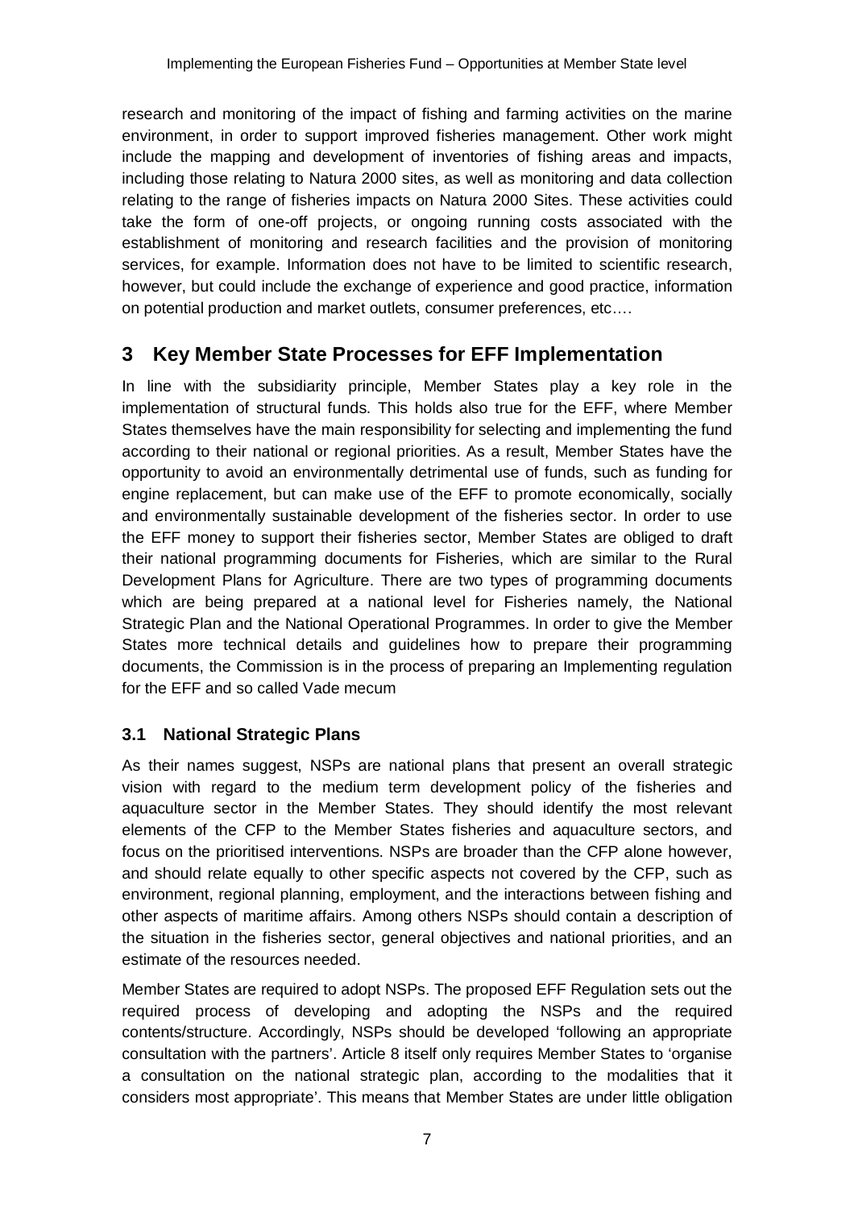research and monitoring of the impact of fishing and farming activities on the marine environment, in order to support improved fisheries management. Other work might include the mapping and development of inventories of fishing areas and impacts, including those relating to Natura 2000 sites, as well as monitoring and data collection relating to the range of fisheries impacts on Natura 2000 Sites. These activities could take the form of one-off projects, or ongoing running costs associated with the establishment of monitoring and research facilities and the provision of monitoring services, for example. Information does not have to be limited to scientific research, however, but could include the exchange of experience and good practice, information on potential production and market outlets, consumer preferences, etc.…

# 3 Key Member State Processes for EFF Implementation

In line with the subsidiarity principle, Member States play a key role in the implementation of structural funds. This holds also true for the EFF, where Member States themselves have the main responsibility for selecting and implementing the fund according to their national or regional priorities. As a result, Member States have the opportunity to avoid an environmentally detrimental use of funds, such as funding for engine replacement, but can make use of the EFF to promote economically, socially and environmentally sustainable development of the fisheries sector. In order to use the EFF money to support their fisheries sector, Member States are obliged to draft their national programming documents for Fisheries, which are similar to the Rural Development Plans for Agriculture. There are two types of programming documents which are being prepared at a national level for Fisheries namely, the National Strategic Plan and the National Operational Programmes. In order to give the Member States more technical details and guidelines how to prepare their programming documents, the Commission is in the process of preparing an Implementing regulation for the EFF and so called Vade mecum

## 3.1 National Strategic Plans

As their names suggest, NSPs are national plans that present an overall strategic vision with regard to the medium term development policy of the fisheries and aquaculture sector in the Member States. They should identify the most relevant elements of the CFP to the Member States fisheries and aquaculture sectors, and focus on the prioritised interventions. NSPs are broader than the CFP alone however, and should relate equally to other specific aspects not covered by the CFP, such as environment, regional planning, employment, and the interactions between fishing and other aspects of maritime affairs. Among others NSPs should contain a description of the situation in the fisheries sector, general objectives and national priorities, and an estimate of the resources needed.

Member States are required to adopt NSPs. The proposed EFF Regulation sets out the required process of developing and adopting the NSPs and the required contents/structure. Accordingly, NSPs should be developed 'following an appropriate consultation with the partners'. Article 8 itself only requires Member States to 'organise a consultation on the national strategic plan, according to the modalities that it considers most appropriate'. This means that Member States are under little obligation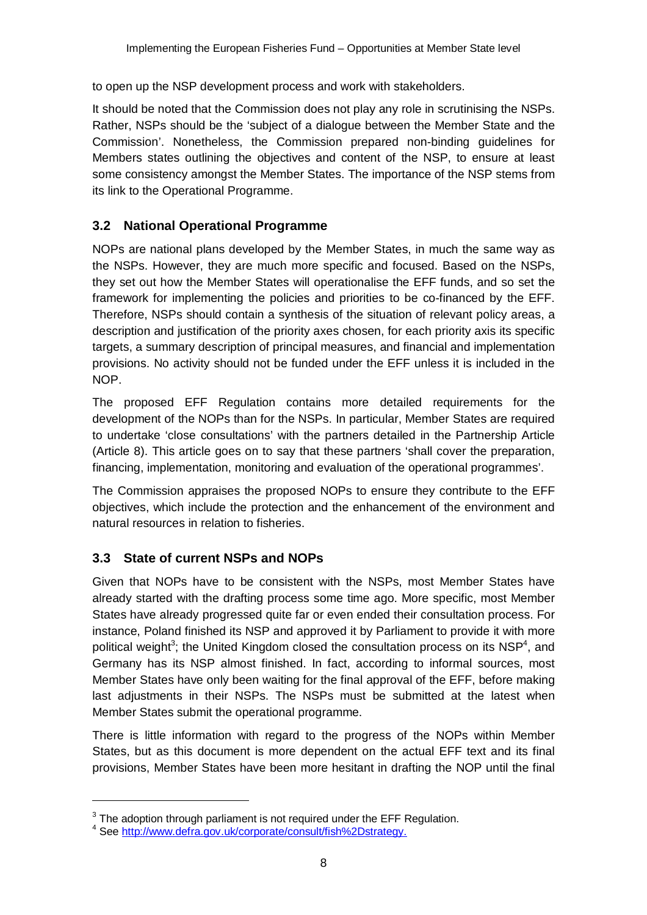to open up the NSP development process and work with stakeholders.

It should be noted that the Commission does not play any role in scrutinising the NSPs. Rather, NSPs should be the 'subject of a dialogue between the Member State and the Commission'. Nonetheless, the Commission prepared non-binding guidelines for Members states outlining the objectives and content of the NSP, to ensure at least some consistency amongst the Member States. The importance of the NSP stems from its link to the Operational Programme.

## 3.2 National Operational Programme

NOPs are national plans developed by the Member States, in much the same way as the NSPs. However, they are much more specific and focused. Based on the NSPs, they set out how the Member States will operationalise the EFF funds, and so set the framework for implementing the policies and priorities to be co-financed by the EFF. Therefore, NSPs should contain a synthesis of the situation of relevant policy areas, a description and justification of the priority axes chosen, for each priority axis its specific targets, a summary description of principal measures, and financial and implementation provisions. No activity should not be funded under the EFF unless it is included in the NOP.

The proposed EFF Regulation contains more detailed requirements for the development of the NOPs than for the NSPs. In particular, Member States are required to undertake 'close consultations' with the partners detailed in the Partnership Article (Article 8). This article goes on to say that these partners 'shall cover the preparation, financing, implementation, monitoring and evaluation of the operational programmes'.

The Commission appraises the proposed NOPs to ensure they contribute to the EFF objectives, which include the protection and the enhancement of the environment and natural resources in relation to fisheries.

## 3.3 State of current NSPs and NOPs

Given that NOPs have to be consistent with the NSPs, most Member States have already started with the drafting process some time ago. More specific, most Member States have already progressed quite far or even ended their consultation process. For instance, Poland finished its NSP and approved it by Parliament to provide it with more political weight[3]; the United Kingdom closed the consultation process on its NSP[4], and Germany has its NSP almost finished. In fact, according to informal sources, most Member States have only been waiting for the final approval of the EFF, before making last adjustments in their NSPs. The NSPs must be submitted at the latest when Member States submit the operational programme.

There is little information with regard to the progress of the NOPs within Member States, but as this document is more dependent on the actual EFF text and its final provisions, Member States have been more hesitant in drafting the NOP until the final

[3] The adoption through parliament is not required under the EFF Regulation.

[4] See http://www.defra.gov.uk/corporate/consult/fish%2Dstrategy.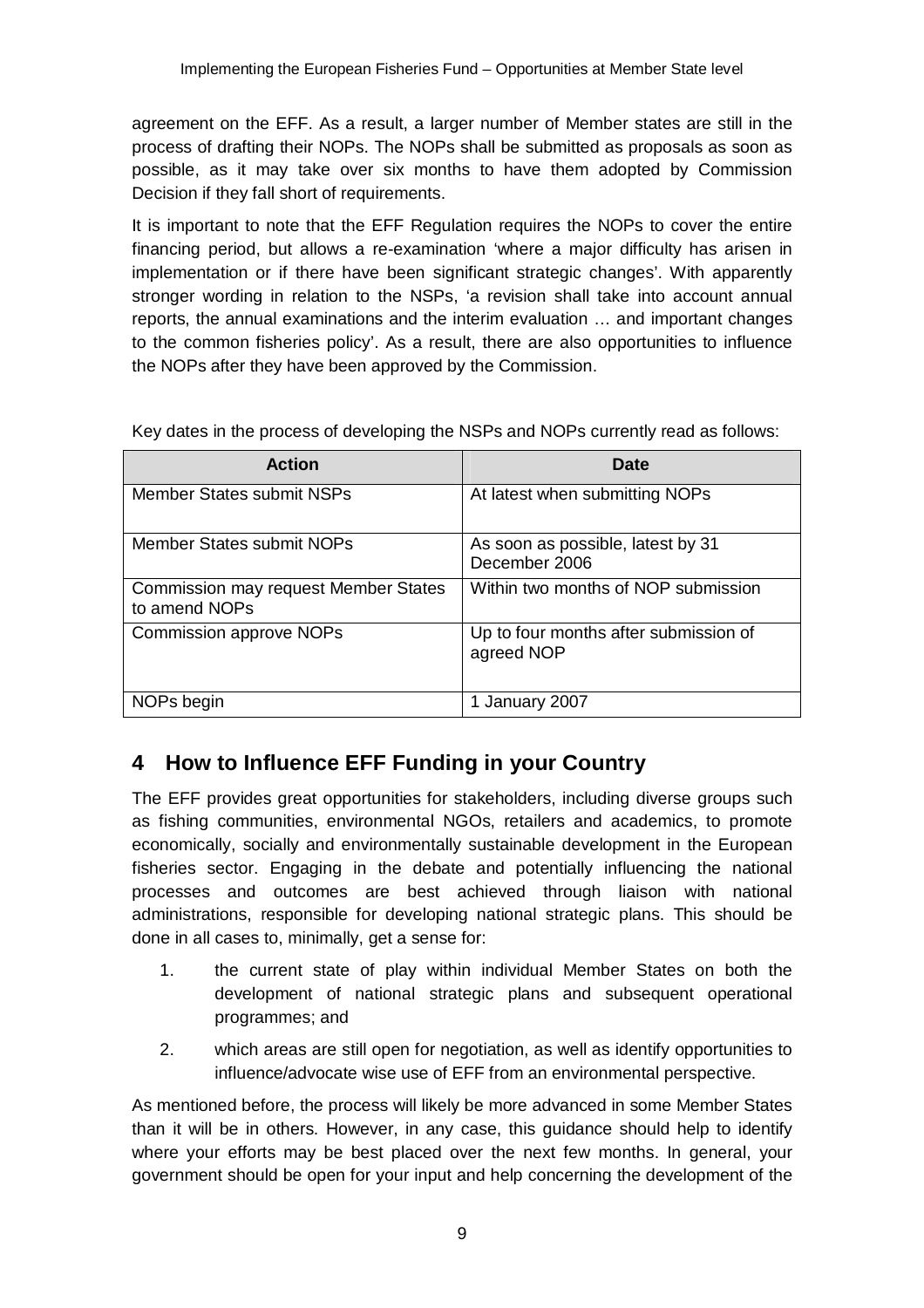agreement on the EFF. As a result, a larger number of Member states are still in the process of drafting their NOPs. The NOPs shall be submitted as proposals as soon as possible, as it may take over six months to have them adopted by Commission Decision if they fall short of requirements.

It is important to note that the EFF Regulation requires the NOPs to cover the entire financing period, but allows a re-examination 'where a major difficulty has arisen in implementation or if there have been significant strategic changes'. With apparently stronger wording in relation to the NSPs, 'a revision shall take into account annual reports, the annual examinations and the interim evaluation … and important changes to the common fisheries policy'. As a result, there are also opportunities to influence the NOPs after they have been approved by the Commission.

Key dates in the process of developing the NSPs and NOPs currently read as follows:

| Action | Date |
|---|---|
| Member States submit NSPs | At latest when submitting NOPs |
| Member States submit NOPs | As soon as possible, latest by 31 December 2006 |
| Commission may request Member States to amend NOPs | Within two months of NOP submission |
| Commission approve NOPs | Up to four months after submission of agreed NOP |
| NOPs begin | 1 January 2007 |

## 4 How to Influence EFF Funding in your Country

The EFF provides great opportunities for stakeholders, including diverse groups such as fishing communities, environmental NGOs, retailers and academics, to promote economically, socially and environmentally sustainable development in the European fisheries sector. Engaging in the debate and potentially influencing the national processes and outcomes are best achieved through liaison with national administrations, responsible for developing national strategic plans. This should be done in all cases to, minimally, get a sense for:

1. the current state of play within individual Member States on both the development of national strategic plans and subsequent operational programmes; and
2. which areas are still open for negotiation, as well as identify opportunities to influence/advocate wise use of EFF from an environmental perspective.

As mentioned before, the process will likely be more advanced in some Member States than it will be in others. However, in any case, this guidance should help to identify where your efforts may be best placed over the next few months. In general, your government should be open for your input and help concerning the development of the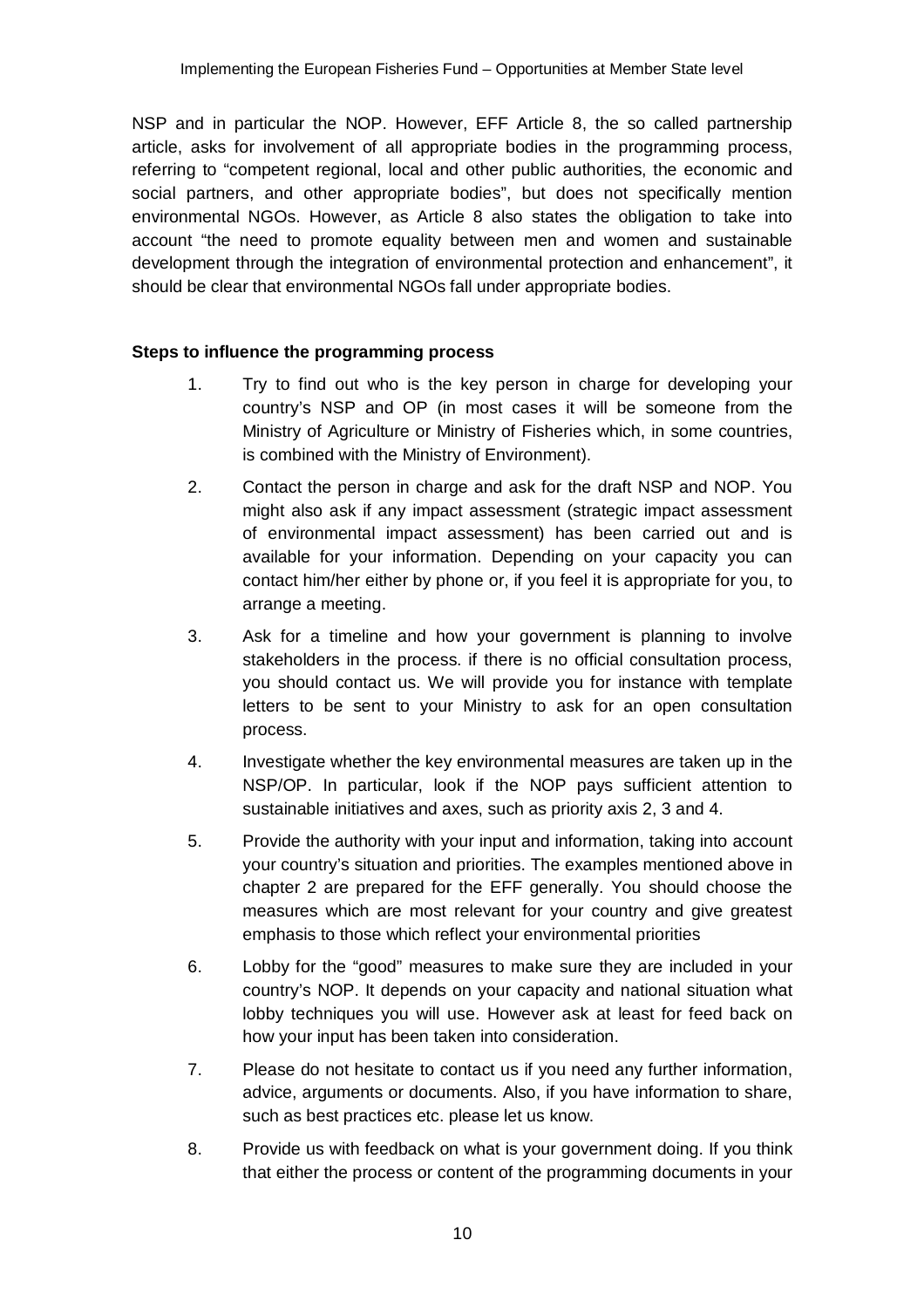NSP and in particular the NOP. However, EFF Article 8, the so called partnership article, asks for involvement of all appropriate bodies in the programming process, referring to "competent regional, local and other public authorities, the economic and social partners, and other appropriate bodies", but does not specifically mention environmental NGOs. However, as Article 8 also states the obligation to take into account "the need to promote equality between men and women and sustainable development through the integration of environmental protection and enhancement", it should be clear that environmental NGOs fall under appropriate bodies.

**Steps to influence the programming process**

1. Try to find out who is the key person in charge for developing your country's NSP and OP (in most cases it will be someone from the Ministry of Agriculture or Ministry of Fisheries which, in some countries, is combined with the Ministry of Environment).

2. Contact the person in charge and ask for the draft NSP and NOP. You might also ask if any impact assessment (strategic impact assessment of environmental impact assessment) has been carried out and is available for your information. Depending on your capacity you can contact him/her either by phone or, if you feel it is appropriate for you, to arrange a meeting.

3. Ask for a timeline and how your government is planning to involve stakeholders in the process. if there is no official consultation process, you should contact us. We will provide you for instance with template letters to be sent to your Ministry to ask for an open consultation process.

4. Investigate whether the key environmental measures are taken up in the NSP/OP. In particular, look if the NOP pays sufficient attention to sustainable initiatives and axes, such as priority axis 2, 3 and 4.

5. Provide the authority with your input and information, taking into account your country's situation and priorities. The examples mentioned above in chapter 2 are prepared for the EFF generally. You should choose the measures which are most relevant for your country and give greatest emphasis to those which reflect your environmental priorities

6. Lobby for the "good" measures to make sure they are included in your country's NOP. It depends on your capacity and national situation what lobby techniques you will use. However ask at least for feed back on how your input has been taken into consideration.

7. Please do not hesitate to contact us if you need any further information, advice, arguments or documents. Also, if you have information to share, such as best practices etc. please let us know.

8. Provide us with feedback on what is your government doing. If you think that either the process or content of the programming documents in your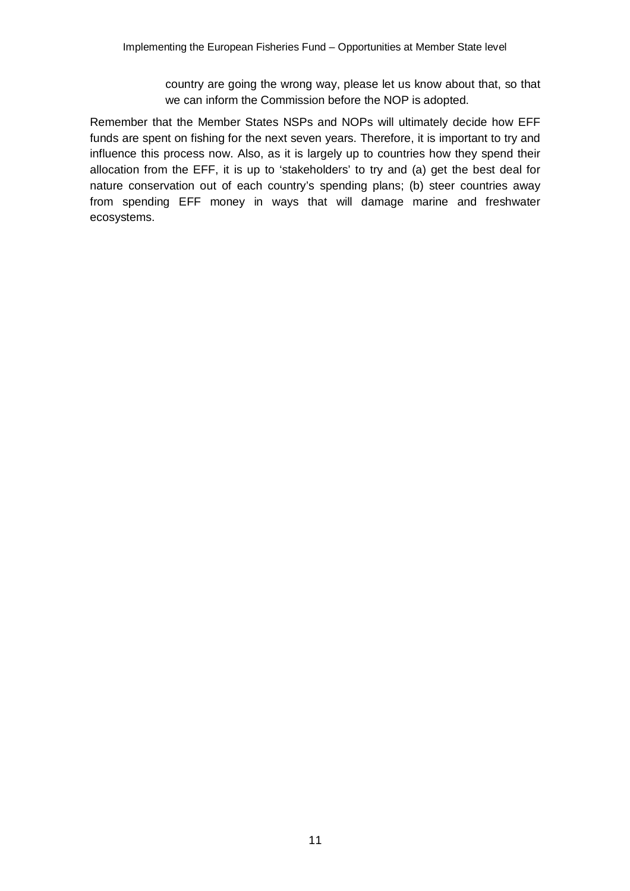country are going the wrong way, please let us know about that, so that we can inform the Commission before the NOP is adopted.

Remember that the Member States NSPs and NOPs will ultimately decide how EFF funds are spent on fishing for the next seven years. Therefore, it is important to try and influence this process now. Also, as it is largely up to countries how they spend their allocation from the EFF, it is up to 'stakeholders' to try and (a) get the best deal for nature conservation out of each country's spending plans; (b) steer countries away from spending EFF money in ways that will damage marine and freshwater ecosystems.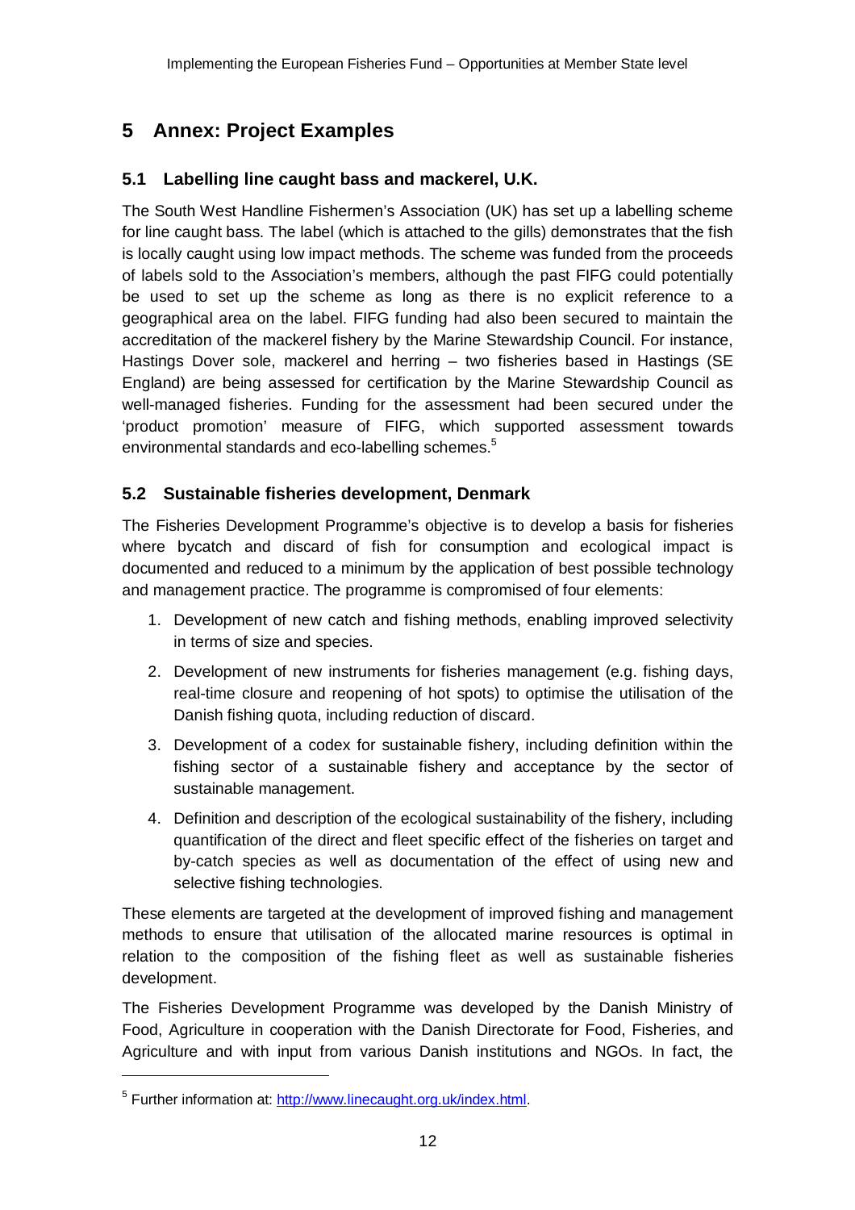# 5 Annex: Project Examples

## 5.1 Labelling line caught bass and mackerel, U.K.

The South West Handline Fishermen's Association (UK) has set up a labelling scheme for line caught bass. The label (which is attached to the gills) demonstrates that the fish is locally caught using low impact methods. The scheme was funded from the proceeds of labels sold to the Association's members, although the past FIFG could potentially be used to set up the scheme as long as there is no explicit reference to a geographical area on the label. FIFG funding had also been secured to maintain the accreditation of the mackerel fishery by the Marine Stewardship Council. For instance, Hastings Dover sole, mackerel and herring – two fisheries based in Hastings (SE England) are being assessed for certification by the Marine Stewardship Council as well-managed fisheries. Funding for the assessment had been secured under the 'product promotion' measure of FIFG, which supported assessment towards environmental standards and eco-labelling schemes.[5]

## 5.2 Sustainable fisheries development, Denmark

The Fisheries Development Programme's objective is to develop a basis for fisheries where bycatch and discard of fish for consumption and ecological impact is documented and reduced to a minimum by the application of best possible technology and management practice. The programme is compromised of four elements:

1. Development of new catch and fishing methods, enabling improved selectivity in terms of size and species.
2. Development of new instruments for fisheries management (e.g. fishing days, real-time closure and reopening of hot spots) to optimise the utilisation of the Danish fishing quota, including reduction of discard.
3. Development of a codex for sustainable fishery, including definition within the fishing sector of a sustainable fishery and acceptance by the sector of sustainable management.
4. Definition and description of the ecological sustainability of the fishery, including quantification of the direct and fleet specific effect of the fisheries on target and by-catch species as well as documentation of the effect of using new and selective fishing technologies.

These elements are targeted at the development of improved fishing and management methods to ensure that utilisation of the allocated marine resources is optimal in relation to the composition of the fishing fleet as well as sustainable fisheries development.

The Fisheries Development Programme was developed by the Danish Ministry of Food, Agriculture in cooperation with the Danish Directorate for Food, Fisheries, and Agriculture and with input from various Danish institutions and NGOs. In fact, the

[5] Further information at: http://www.linecaught.org.uk/index.html.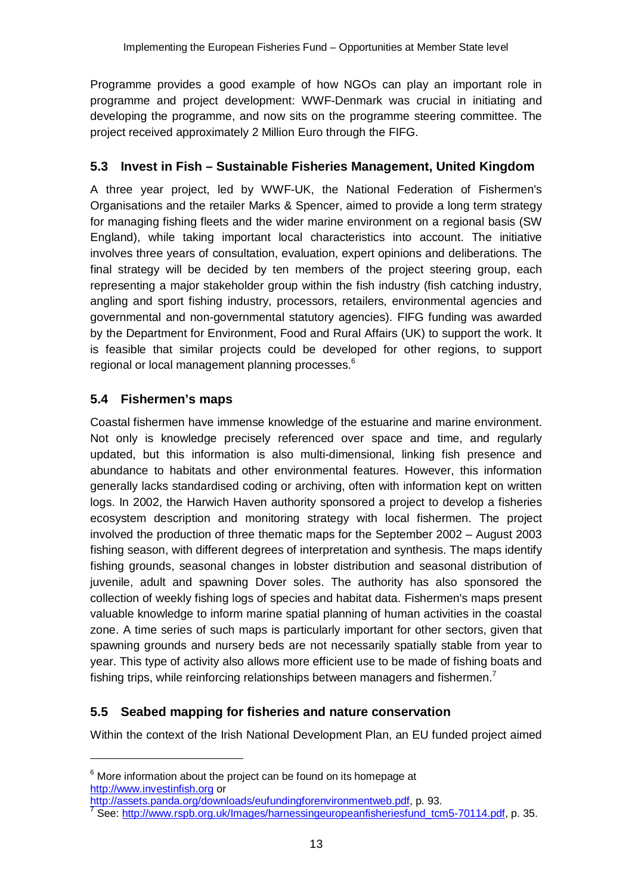Programme provides a good example of how NGOs can play an important role in programme and project development: WWF-Denmark was crucial in initiating and developing the programme, and now sits on the programme steering committee. The project received approximately 2 Million Euro through the FIFG.

## 5.3 Invest in Fish – Sustainable Fisheries Management, United Kingdom

A three year project, led by WWF-UK, the National Federation of Fishermen's Organisations and the retailer Marks & Spencer, aimed to provide a long term strategy for managing fishing fleets and the wider marine environment on a regional basis (SW England), while taking important local characteristics into account. The initiative involves three years of consultation, evaluation, expert opinions and deliberations. The final strategy will be decided by ten members of the project steering group, each representing a major stakeholder group within the fish industry (fish catching industry, angling and sport fishing industry, processors, retailers, environmental agencies and governmental and non-governmental statutory agencies). FIFG funding was awarded by the Department for Environment, Food and Rural Affairs (UK) to support the work. It is feasible that similar projects could be developed for other regions, to support regional or local management planning processes.[6]

## 5.4 Fishermen's maps

Coastal fishermen have immense knowledge of the estuarine and marine environment. Not only is knowledge precisely referenced over space and time, and regularly updated, but this information is also multi-dimensional, linking fish presence and abundance to habitats and other environmental features. However, this information generally lacks standardised coding or archiving, often with information kept on written logs. In 2002, the Harwich Haven authority sponsored a project to develop a fisheries ecosystem description and monitoring strategy with local fishermen. The project involved the production of three thematic maps for the September 2002 – August 2003 fishing season, with different degrees of interpretation and synthesis. The maps identify fishing grounds, seasonal changes in lobster distribution and seasonal distribution of juvenile, adult and spawning Dover soles. The authority has also sponsored the collection of weekly fishing logs of species and habitat data. Fishermen's maps present valuable knowledge to inform marine spatial planning of human activities in the coastal zone. A time series of such maps is particularly important for other sectors, given that spawning grounds and nursery beds are not necessarily spatially stable from year to year. This type of activity also allows more efficient use to be made of fishing boats and fishing trips, while reinforcing relationships between managers and fishermen.[7]

## 5.5 Seabed mapping for fisheries and nature conservation

Within the context of the Irish National Development Plan, an EU funded project aimed

---

[6] More information about the project can be found on its homepage at http://www.investinfish.org or http://assets.panda.org/downloads/eufundingforenvironmentweb.pdf, p. 93.

[7] See: http://www.rspb.org.uk/Images/harnessingeuropeanfisheriesfund_tcm5-70114.pdf, p. 35.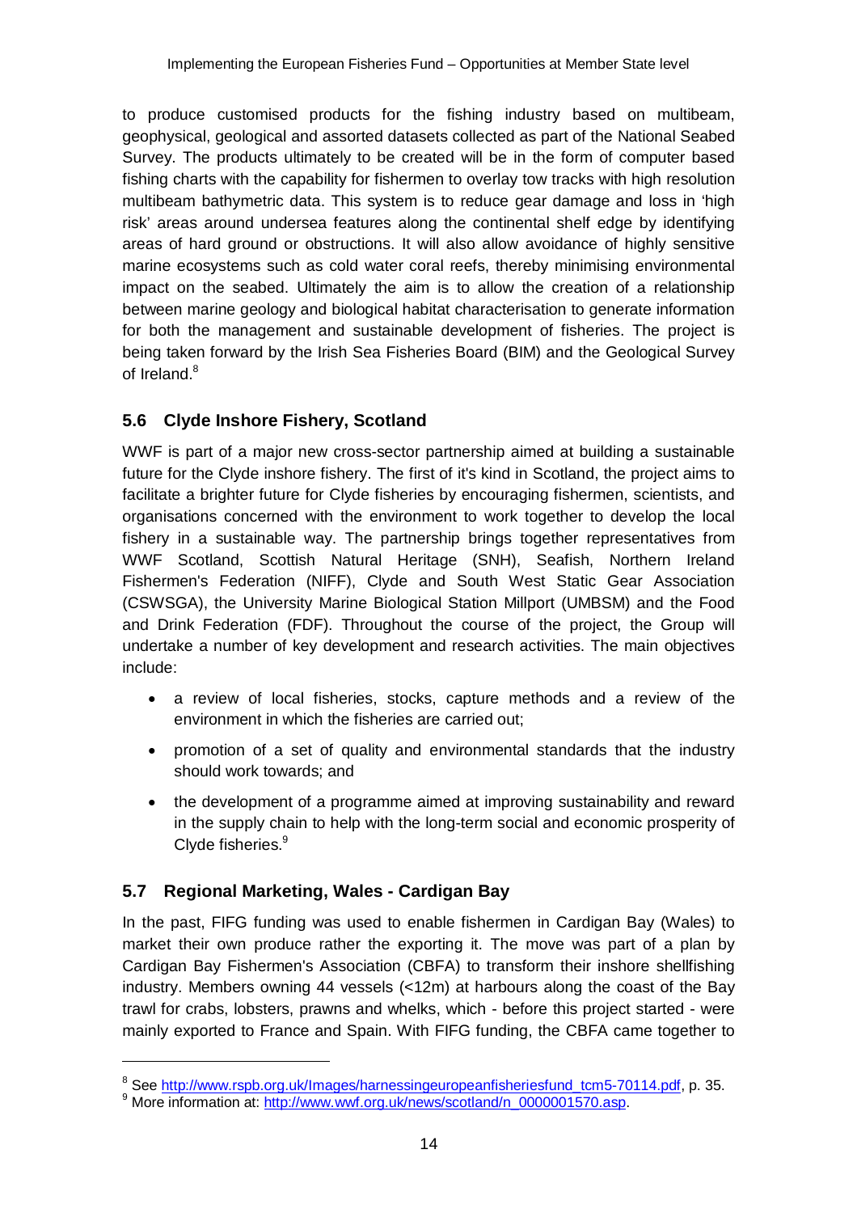to produce customised products for the fishing industry based on multibeam, geophysical, geological and assorted datasets collected as part of the National Seabed Survey. The products ultimately to be created will be in the form of computer based fishing charts with the capability for fishermen to overlay tow tracks with high resolution multibeam bathymetric data. This system is to reduce gear damage and loss in 'high risk' areas around undersea features along the continental shelf edge by identifying areas of hard ground or obstructions. It will also allow avoidance of highly sensitive marine ecosystems such as cold water coral reefs, thereby minimising environmental impact on the seabed. Ultimately the aim is to allow the creation of a relationship between marine geology and biological habitat characterisation to generate information for both the management and sustainable development of fisheries. The project is being taken forward by the Irish Sea Fisheries Board (BIM) and the Geological Survey of Ireland.[8]

## 5.6 Clyde Inshore Fishery, Scotland

WWF is part of a major new cross-sector partnership aimed at building a sustainable future for the Clyde inshore fishery. The first of it's kind in Scotland, the project aims to facilitate a brighter future for Clyde fisheries by encouraging fishermen, scientists, and organisations concerned with the environment to work together to develop the local fishery in a sustainable way. The partnership brings together representatives from WWF Scotland, Scottish Natural Heritage (SNH), Seafish, Northern Ireland Fishermen's Federation (NIFF), Clyde and South West Static Gear Association (CSWSGA), the University Marine Biological Station Millport (UMBSM) and the Food and Drink Federation (FDF). Throughout the course of the project, the Group will undertake a number of key development and research activities. The main objectives include:

- a review of local fisheries, stocks, capture methods and a review of the environment in which the fisheries are carried out;
- promotion of a set of quality and environmental standards that the industry should work towards; and
- the development of a programme aimed at improving sustainability and reward in the supply chain to help with the long-term social and economic prosperity of Clyde fisheries.[9]

## 5.7 Regional Marketing, Wales - Cardigan Bay

In the past, FIFG funding was used to enable fishermen in Cardigan Bay (Wales) to market their own produce rather the exporting it. The move was part of a plan by Cardigan Bay Fishermen's Association (CBFA) to transform their inshore shellfishing industry. Members owning 44 vessels (<12m) at harbours along the coast of the Bay trawl for crabs, lobsters, prawns and whelks, which - before this project started - were mainly exported to France and Spain. With FIFG funding, the CBFA came together to

---

[8] See http://www.rspb.org.uk/Images/harnessingeuropeanfisheriesfund_tcm5-70114.pdf, p. 35.

[9] More information at: http://www.wwf.org.uk/news/scotland/n_0000001570.asp.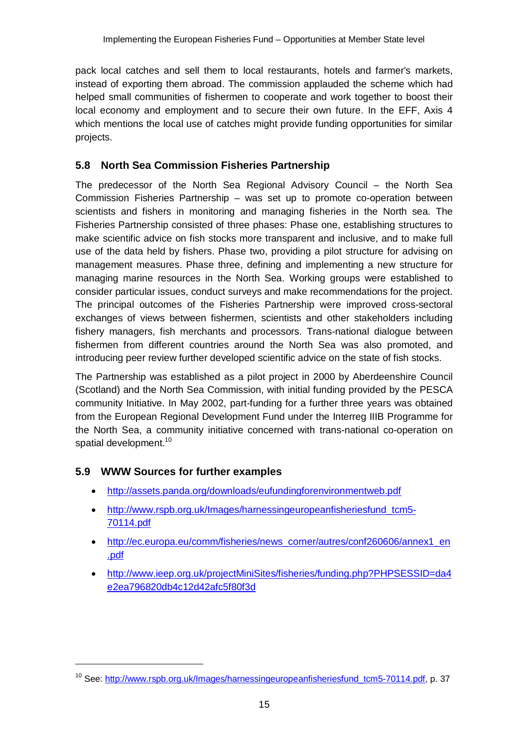pack local catches and sell them to local restaurants, hotels and farmer's markets, instead of exporting them abroad. The commission applauded the scheme which had helped small communities of fishermen to cooperate and work together to boost their local economy and employment and to secure their own future. In the EFF, Axis 4 which mentions the local use of catches might provide funding opportunities for similar projects.

## 5.8 North Sea Commission Fisheries Partnership

The predecessor of the North Sea Regional Advisory Council – the North Sea Commission Fisheries Partnership – was set up to promote co-operation between scientists and fishers in monitoring and managing fisheries in the North sea. The Fisheries Partnership consisted of three phases: Phase one, establishing structures to make scientific advice on fish stocks more transparent and inclusive, and to make full use of the data held by fishers. Phase two, providing a pilot structure for advising on management measures. Phase three, defining and implementing a new structure for managing marine resources in the North Sea. Working groups were established to consider particular issues, conduct surveys and make recommendations for the project. The principal outcomes of the Fisheries Partnership were improved cross-sectoral exchanges of views between fishermen, scientists and other stakeholders including fishery managers, fish merchants and processors. Trans-national dialogue between fishermen from different countries around the North Sea was also promoted, and introducing peer review further developed scientific advice on the state of fish stocks.

The Partnership was established as a pilot project in 2000 by Aberdeenshire Council (Scotland) and the North Sea Commission, with initial funding provided by the PESCA community Initiative. In May 2002, part-funding for a further three years was obtained from the European Regional Development Fund under the Interreg IIIB Programme for the North Sea, a community initiative concerned with trans-national co-operation on spatial development.[10]

## 5.9 WWW Sources for further examples

- http://assets.panda.org/downloads/eufundingforenvironmentweb.pdf
- http://www.rspb.org.uk/Images/harnessingeuropeanfisheriesfund_tcm5-70114.pdf
- http://ec.europa.eu/comm/fisheries/news_corner/autres/conf260606/annex1_en.pdf
- http://www.ieep.org.uk/projectMiniSites/fisheries/funding.php?PHPSESSID=da4e2ea796820db4c12d42afc5f80f3d

---

[10] See: http://www.rspb.org.uk/Images/harnessingeuropeanfisheriesfund_tcm5-70114.pdf, p. 37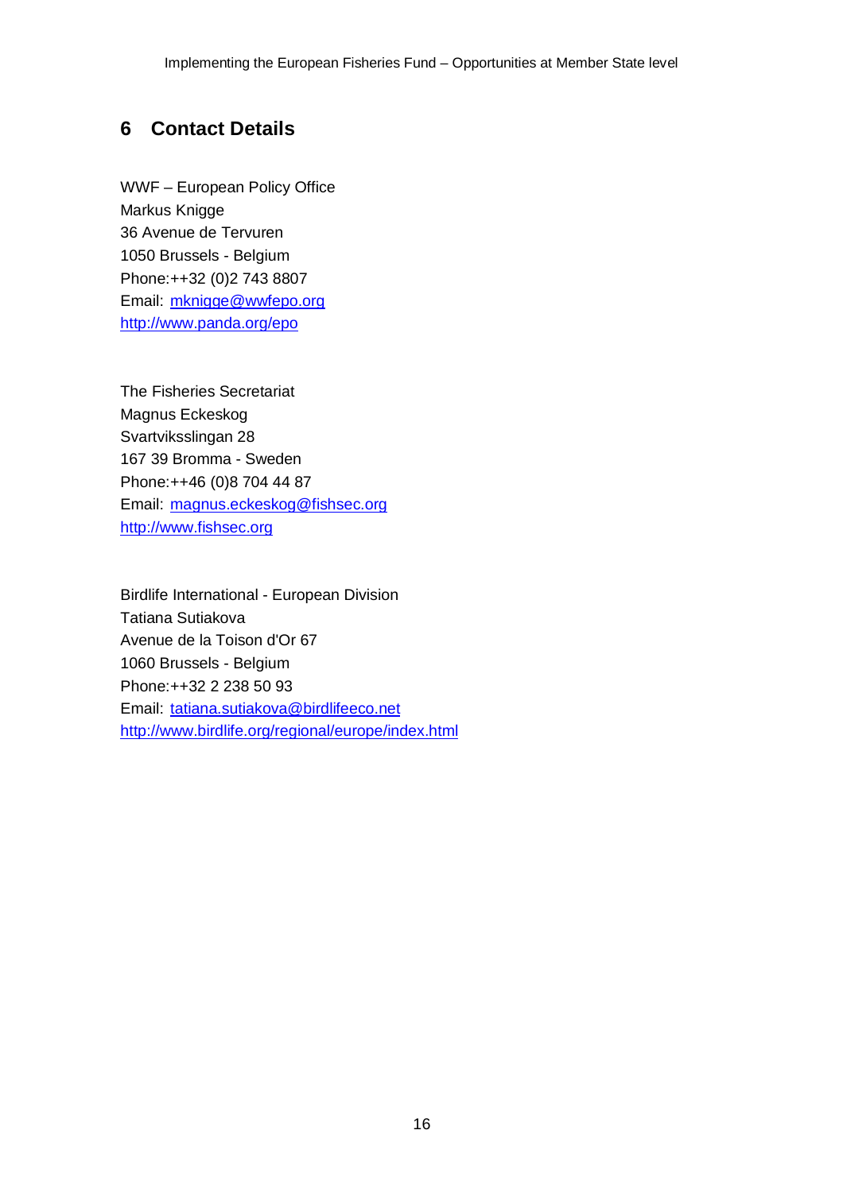## 6 Contact Details

WWF – European Policy Office
Markus Knigge
36 Avenue de Tervuren
1050 Brussels - Belgium
Phone:++32 (0)2 743 8807
Email: mknigge@wwfepo.org
http://www.panda.org/epo

The Fisheries Secretariat
Magnus Eckeskog
Svartviksslingan 28
167 39 Bromma - Sweden
Phone:++46 (0)8 704 44 87
Email: magnus.eckeskog@fishsec.org
http://www.fishsec.org

Birdlife International - European Division
Tatiana Sutiakova
Avenue de la Toison d'Or 67
1060 Brussels - Belgium
Phone:++32 2 238 50 93
Email: tatiana.sutiakova@birdlifeeco.net
http://www.birdlife.org/regional/europe/index.html